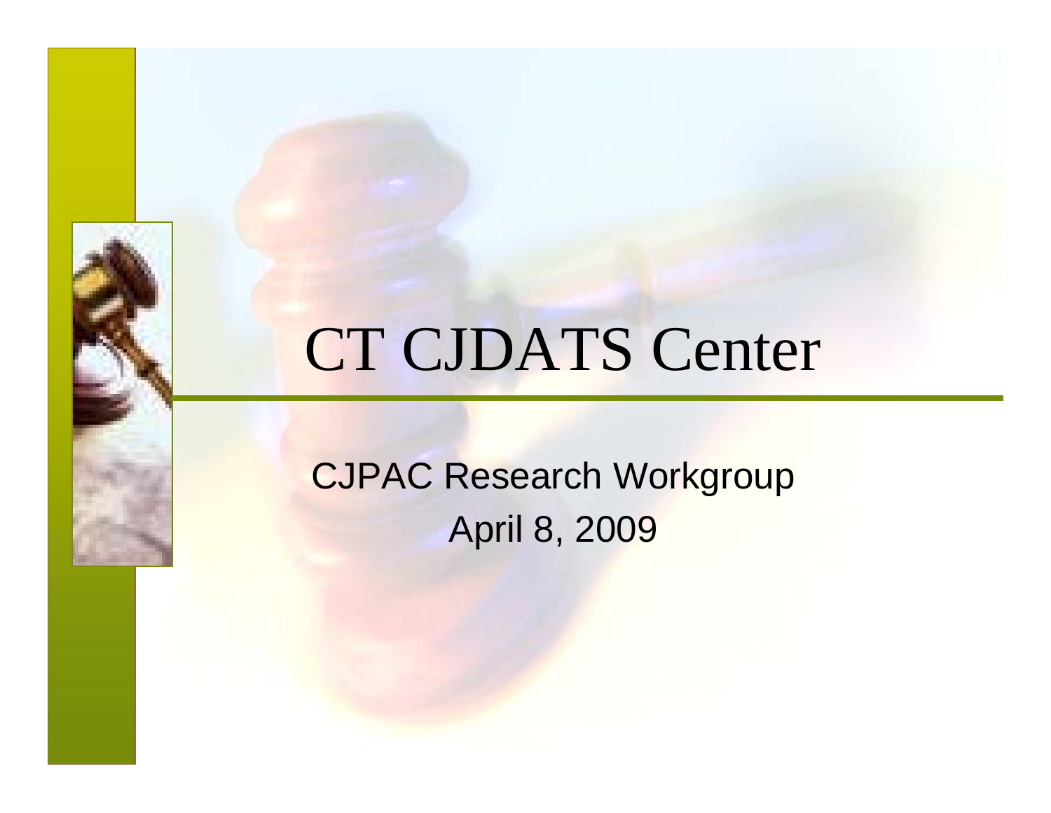# CT CJDATS Center

CJPAC Research Workgroup

April 8, 2009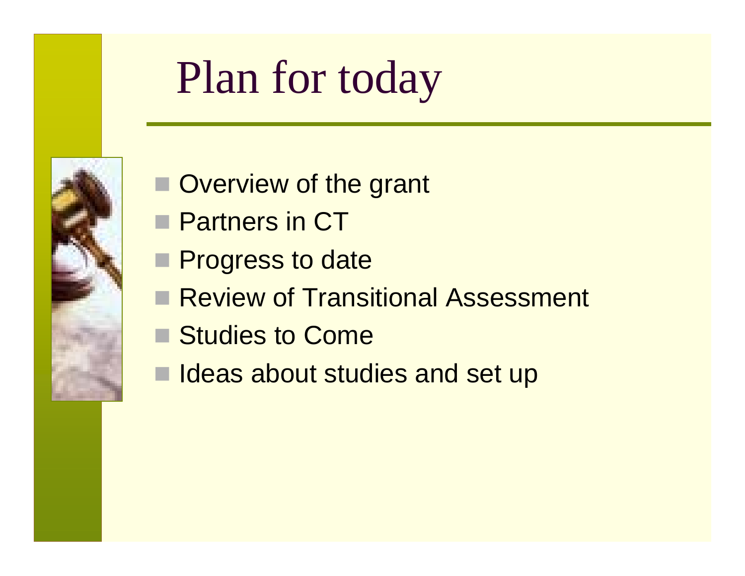# Plan for today

- Overview of the grant
- Partners in CT
- Progress to date
- Review of Transitional Assessment
- Studies to Come
- Ideas about studies and set up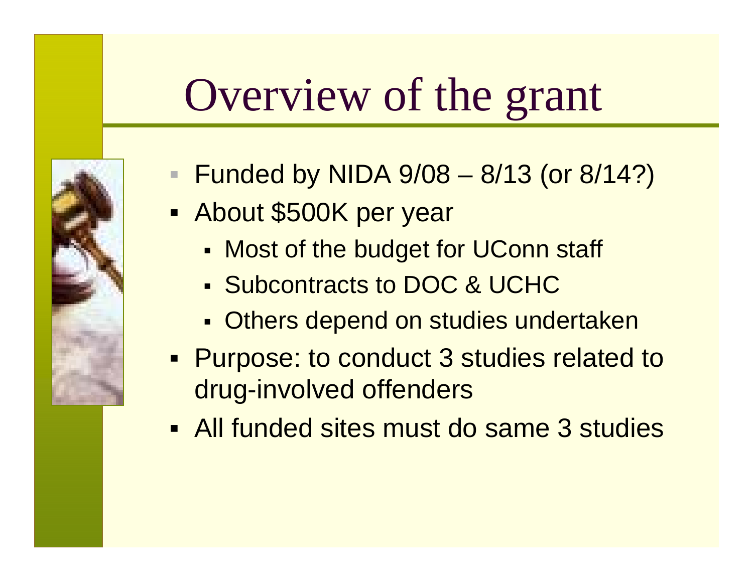# Overview of the grant

- Funded by NIDA 9/08 – 8/13 (or 8/14?)
- About $500K per year
  - Most of the budget for UConn staff
  - Subcontracts to DOC & UCHC
  - Others depend on studies undertaken
- Purpose: to conduct 3 studies related to drug-involved offenders
- All funded sites must do same 3 studies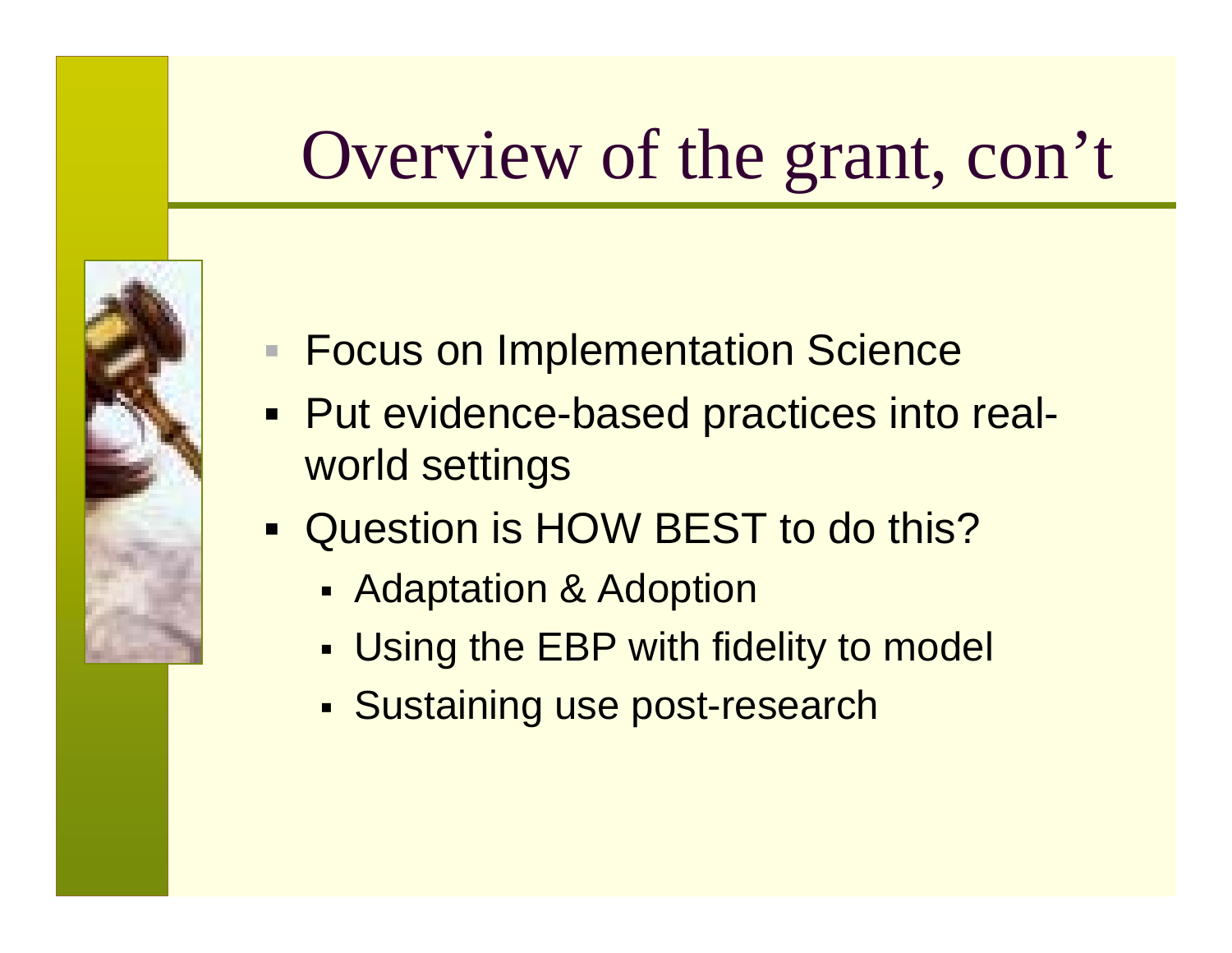# Overview of the grant, con't

- Focus on Implementation Science
- Put evidence-based practices into real-world settings
- Question is HOW BEST to do this?
  - Adaptation & Adoption
  - Using the EBP with fidelity to model
  - Sustaining use post-research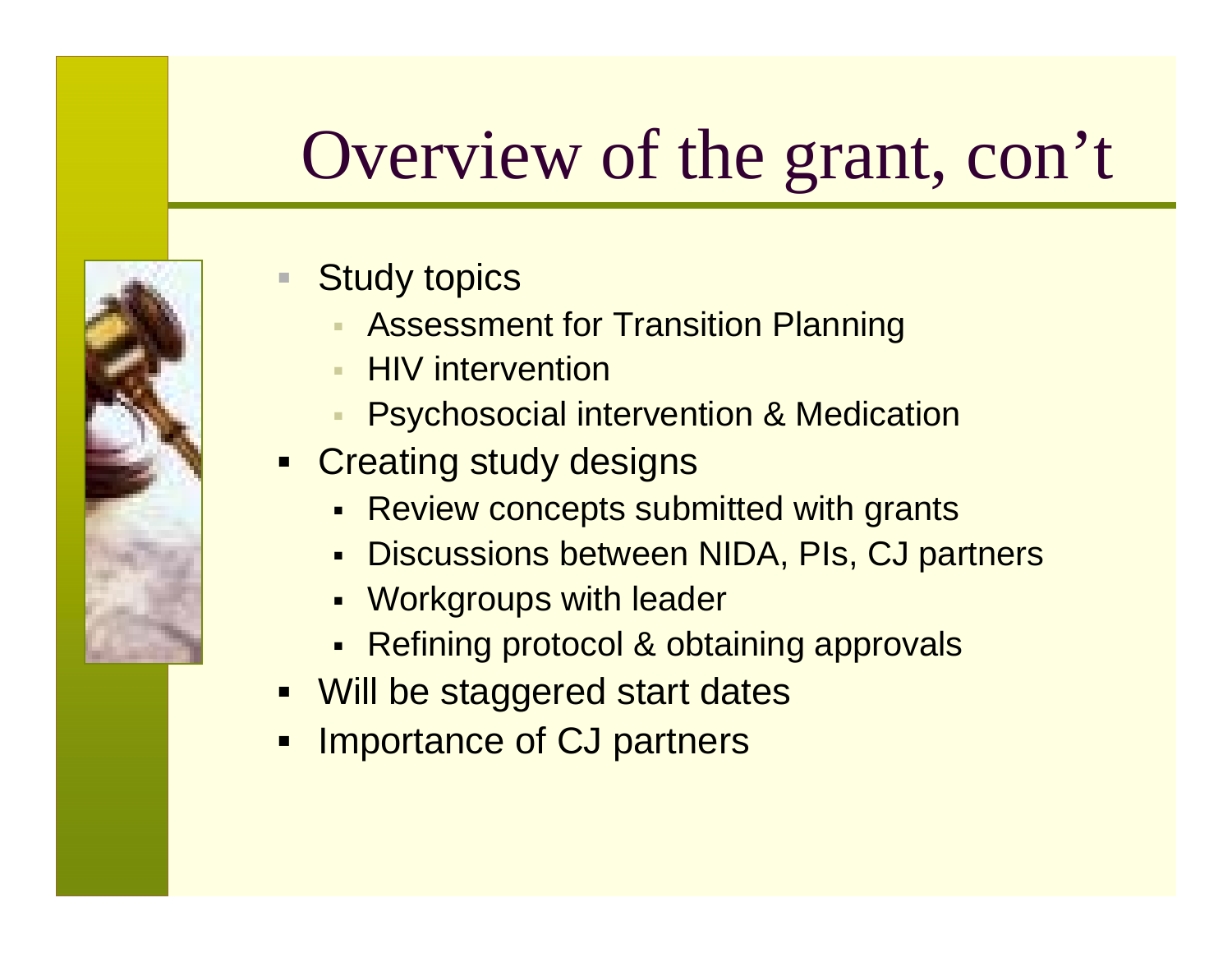# Overview of the grant, con't

- Study topics
  - Assessment for Transition Planning
  - HIV intervention
  - Psychosocial intervention & Medication
- Creating study designs
  - Review concepts submitted with grants
  - Discussions between NIDA, PIs, CJ partners
  - Workgroups with leader
  - Refining protocol & obtaining approvals
- Will be staggered start dates
- Importance of CJ partners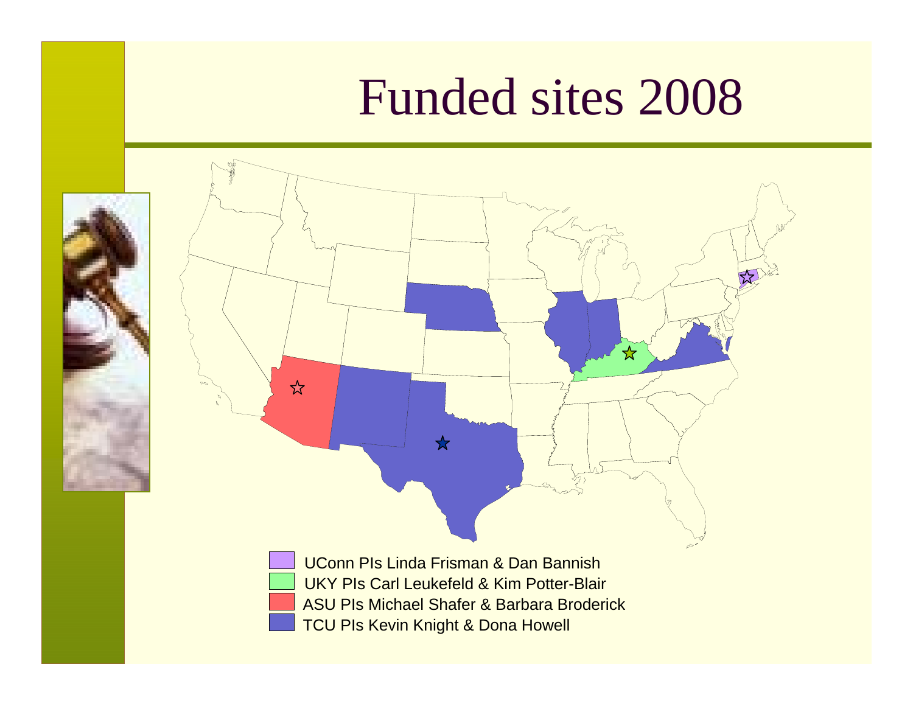# Funded sites 2008

- UConn PIs Linda Frisman & Dan Bannish
- UKY PIs Carl Leukefeld & Kim Potter-Blair
- ASU PIs Michael Shafer & Barbara Broderick
- TCU PIs Kevin Knight & Dona Howell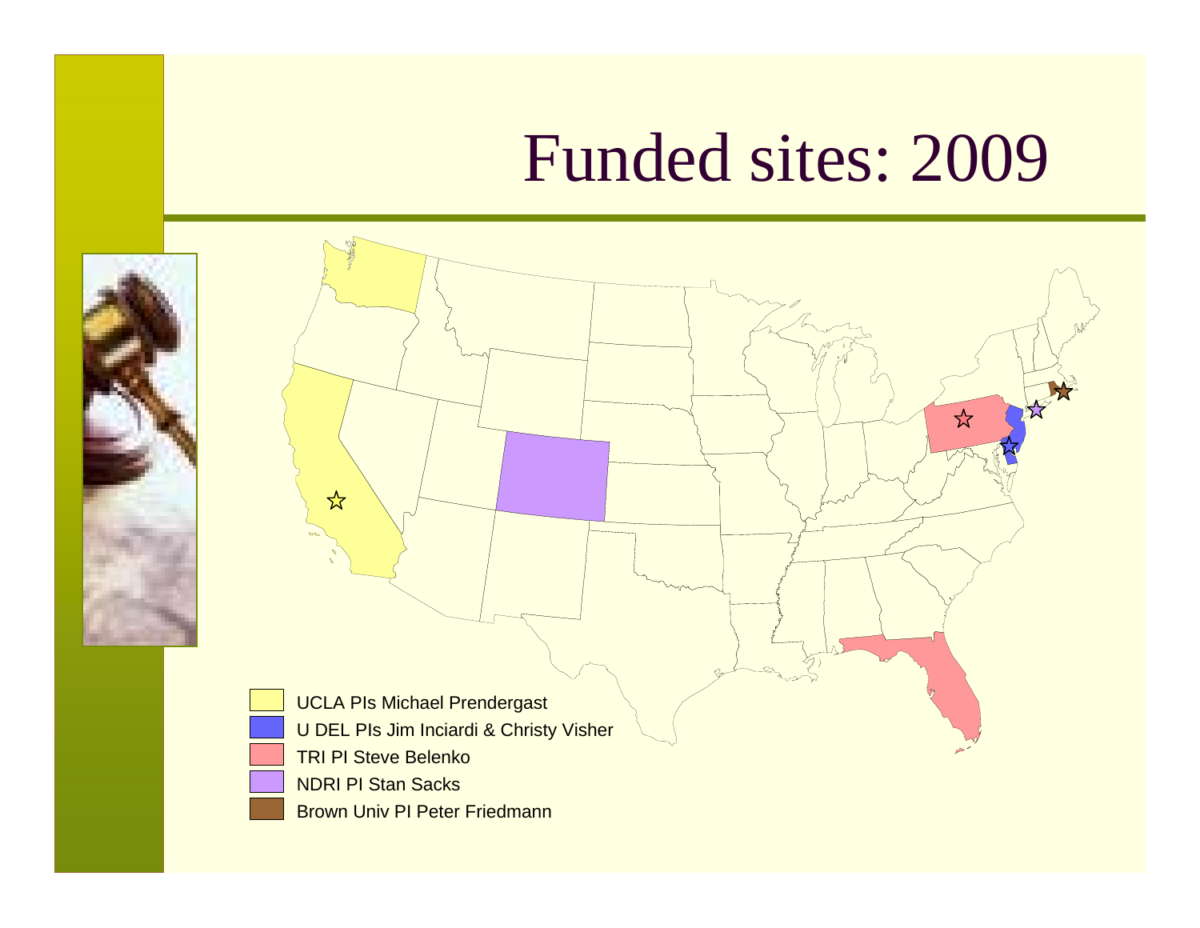# Funded sites: 2009

- UCLA PIs Michael Prendergast
- U DEL PIs Jim Inciardi & Christy Visher
- TRI PI Steve Belenko
- NDRI PI Stan Sacks
- Brown Univ PI Peter Friedmann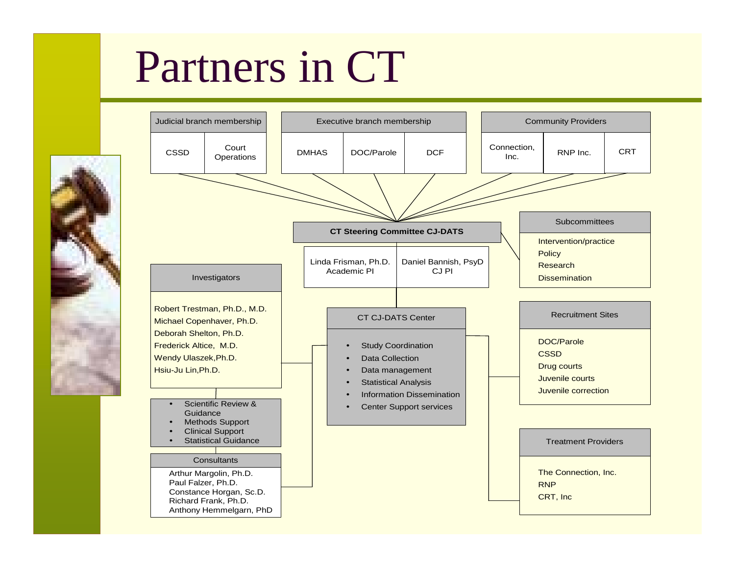# Partners in CT

**Judicial branch membership**
- CSSD
- Court Operations

**Executive branch membership**
- DMHAS
- DOC/Parole
- DCF

**Community Providers**
- Connection, Inc.
- RNP Inc.
- CRT

**CT Steering Committee CJ-DATS**

| Linda Frisman, Ph.D. Academic PI | Daniel Bannish, PsyD CJ PI |
|---|---|

**Subcommittees**
- Intervention/practice
- Policy
- Research
- Dissemination

**Investigators**
- Robert Trestman, Ph.D., M.D.
- Michael Copenhaver, Ph.D.
- Deborah Shelton, Ph.D.
- Frederick Altice, M.D.
- Wendy Ulaszek,Ph.D.
- Hsiu-Ju Lin,Ph.D.

- Scientific Review & Guidance
- Methods Support
- Clinical Support
- Statistical Guidance

**Consultants**
- Arthur Margolin, Ph.D.
- Paul Falzer, Ph.D.
- Constance Horgan, Sc.D.
- Richard Frank, Ph.D.
- Anthony Hemmelgarn, PhD

**CT CJ-DATS Center**
- Study Coordination
- Data Collection
- Data management
- Statistical Analysis
- Information Dissemination
- Center Support services

**Recruitment Sites**
- DOC/Parole
- CSSD
- Drug courts
- Juvenile courts
- Juvenile correction

**Treatment Providers**
- The Connection, Inc.
- RNP
- CRT, Inc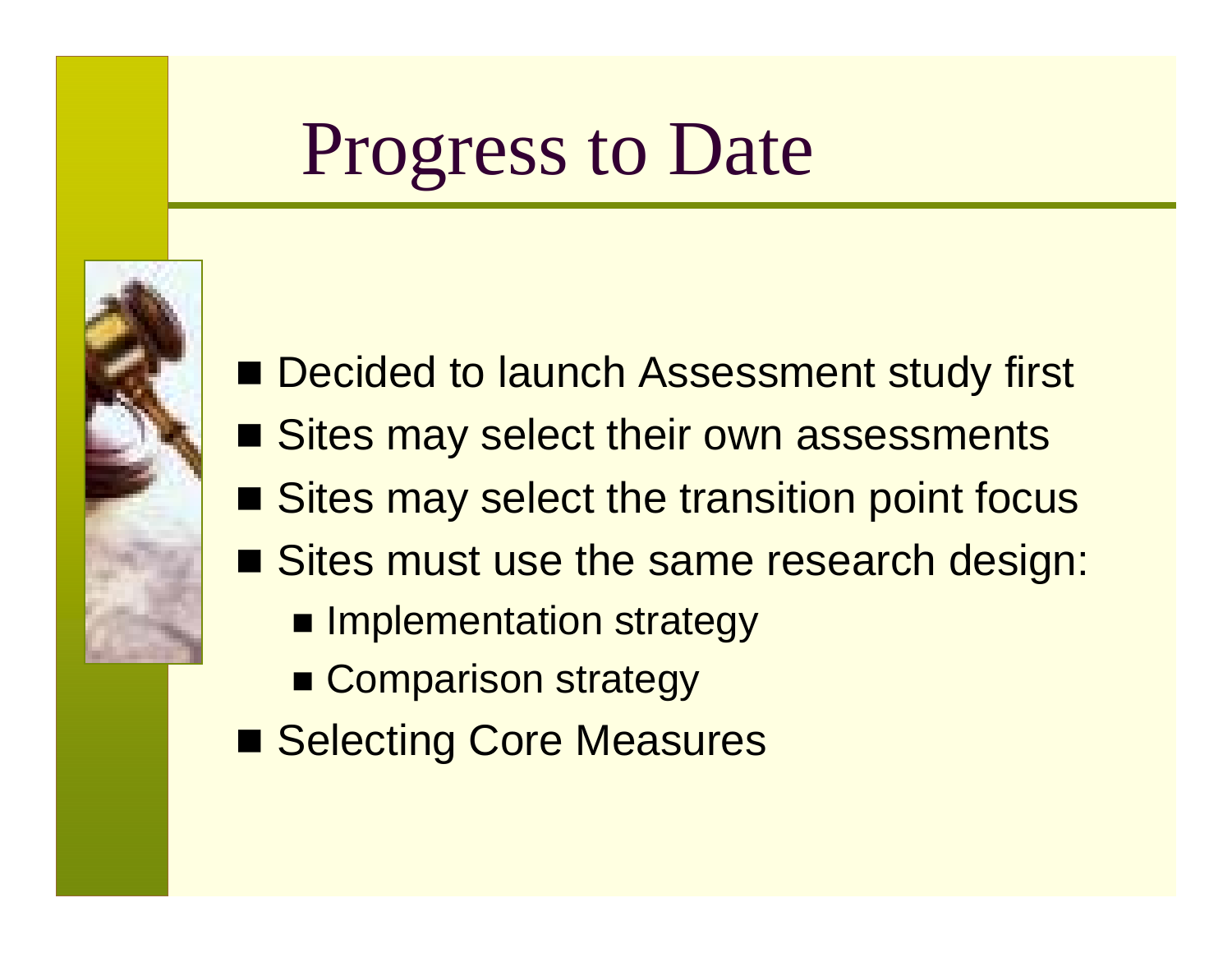# Progress to Date

- Decided to launch Assessment study first
- Sites may select their own assessments
- Sites may select the transition point focus
- Sites must use the same research design:
  - Implementation strategy
  - Comparison strategy
- Selecting Core Measures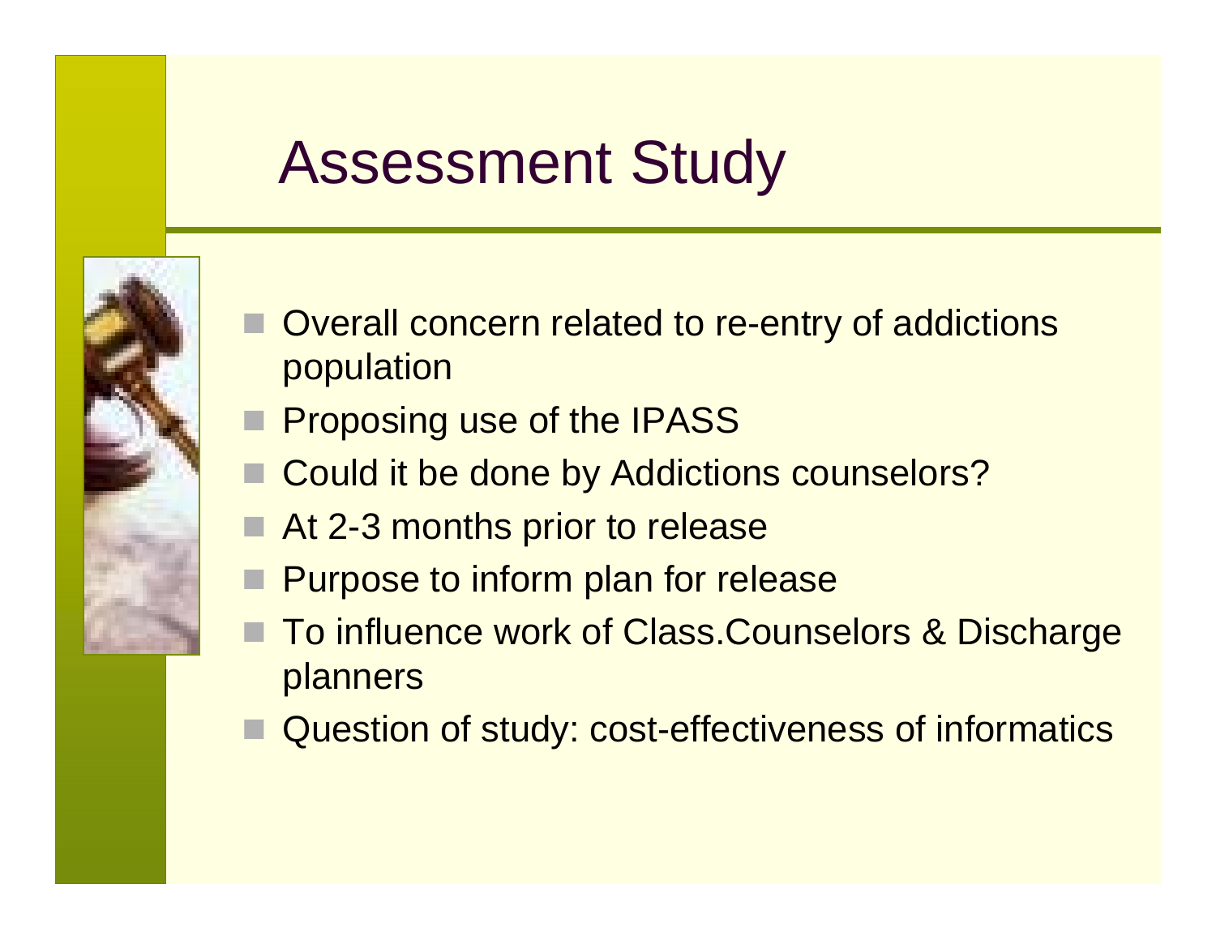# Assessment Study

- Overall concern related to re-entry of addictions population
- Proposing use of the IPASS
- Could it be done by Addictions counselors?
- At 2-3 months prior to release
- Purpose to inform plan for release
- To influence work of Class.Counselors & Discharge planners
- Question of study: cost-effectiveness of informatics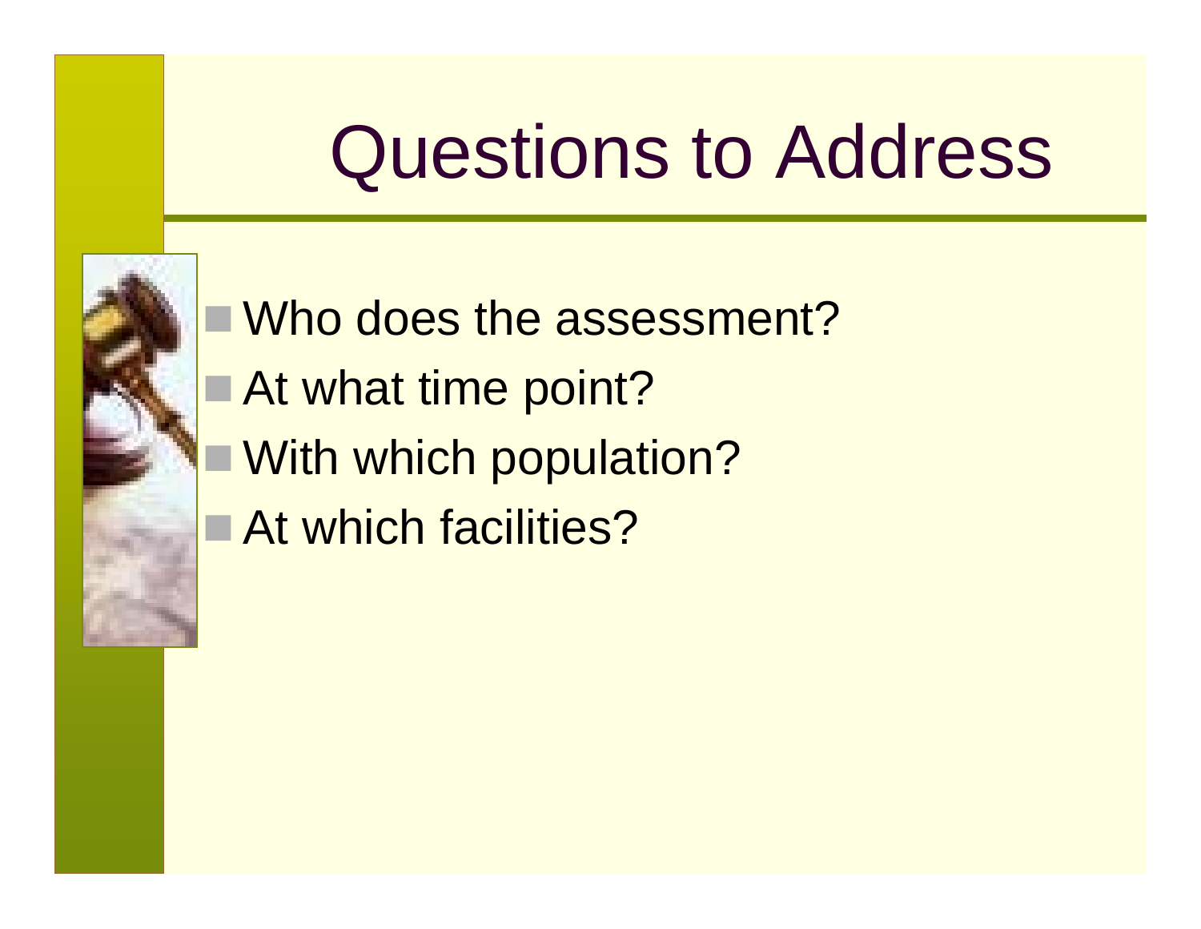# Questions to Address

- Who does the assessment?
- At what time point?
- With which population?
- At which facilities?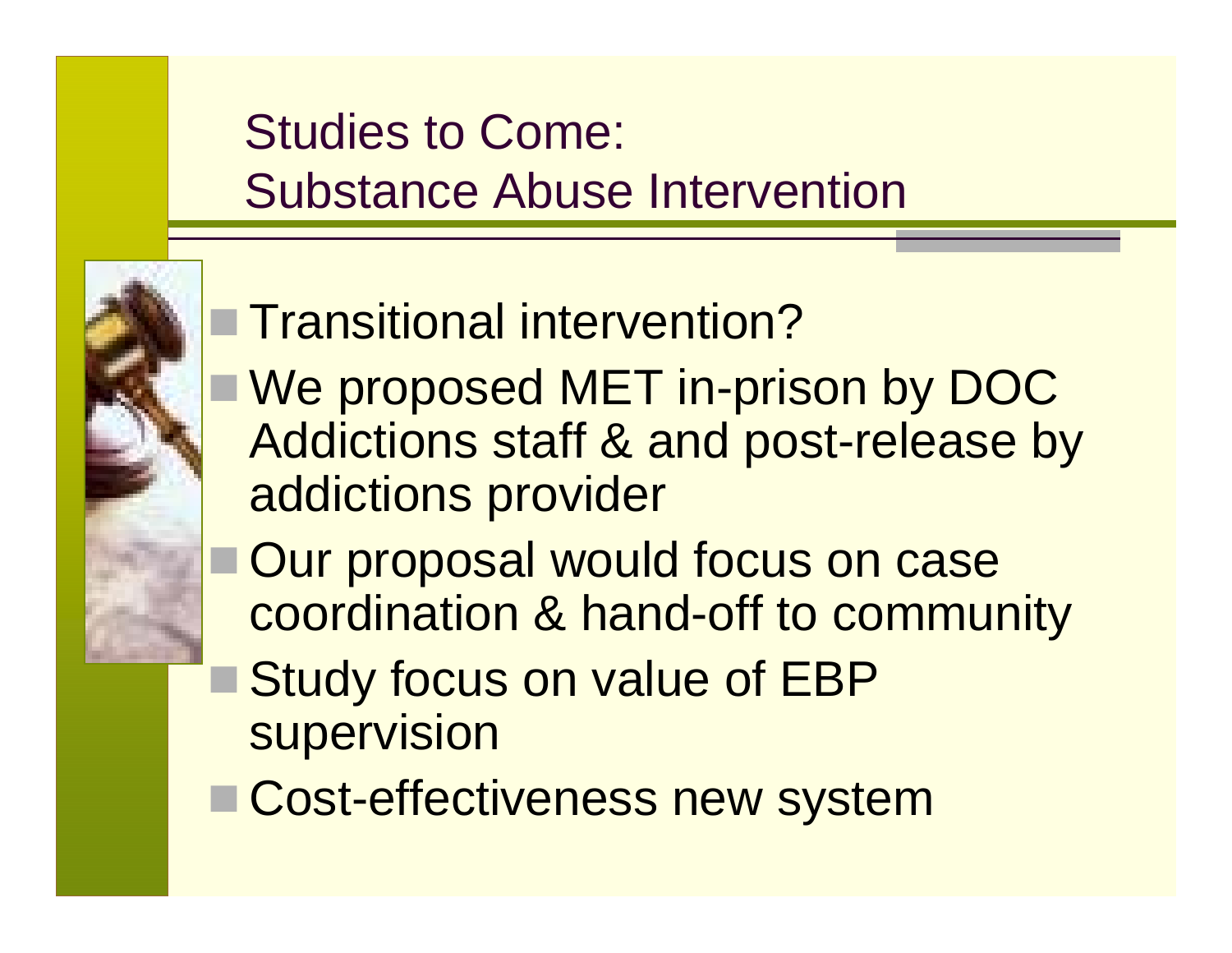# Studies to Come: Substance Abuse Intervention

- Transitional intervention?
- We proposed MET in-prison by DOC Addictions staff & and post-release by addictions provider
- Our proposal would focus on case coordination & hand-off to community
- Study focus on value of EBP supervision
- Cost-effectiveness new system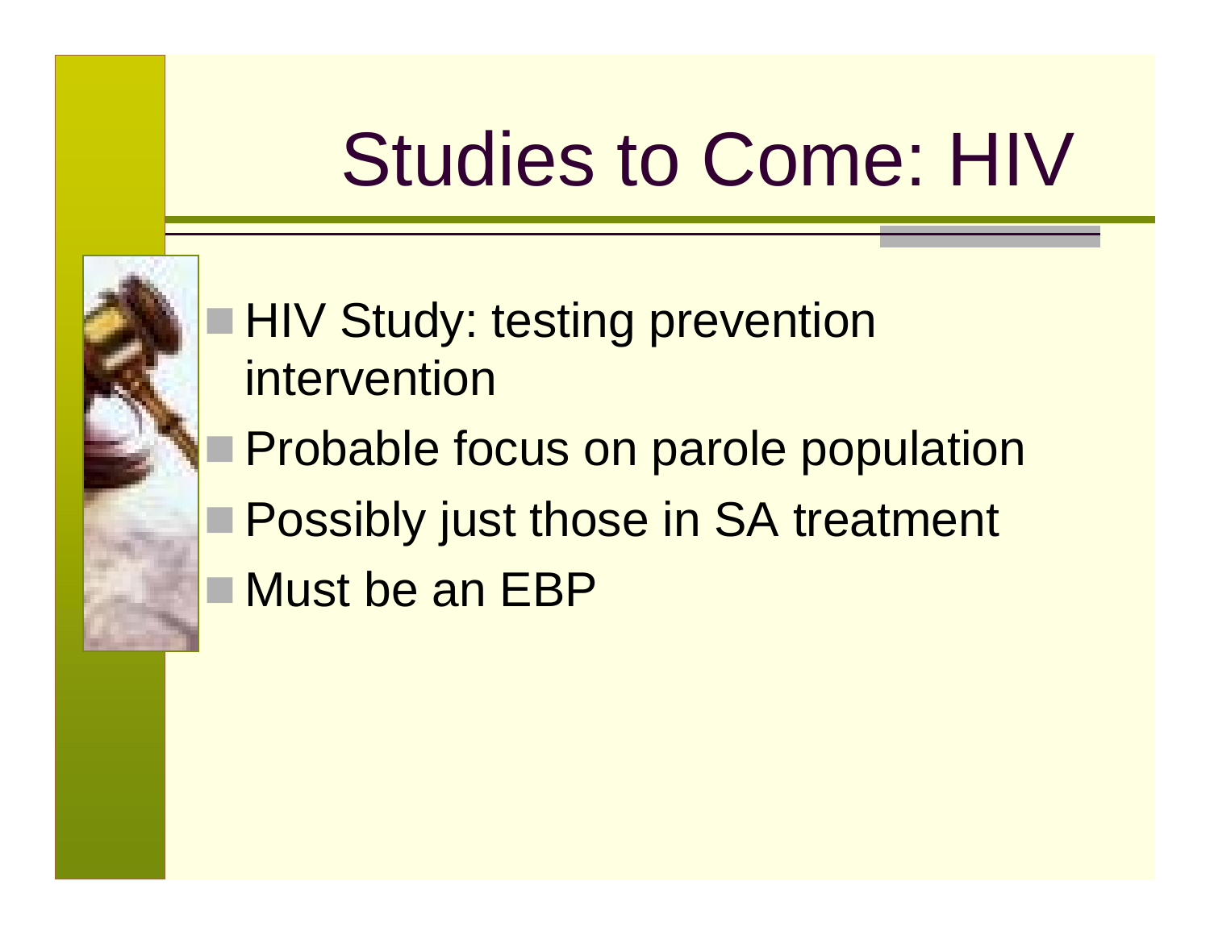# Studies to Come: HIV

- HIV Study: testing prevention intervention
- Probable focus on parole population
- Possibly just those in SA treatment
- Must be an EBP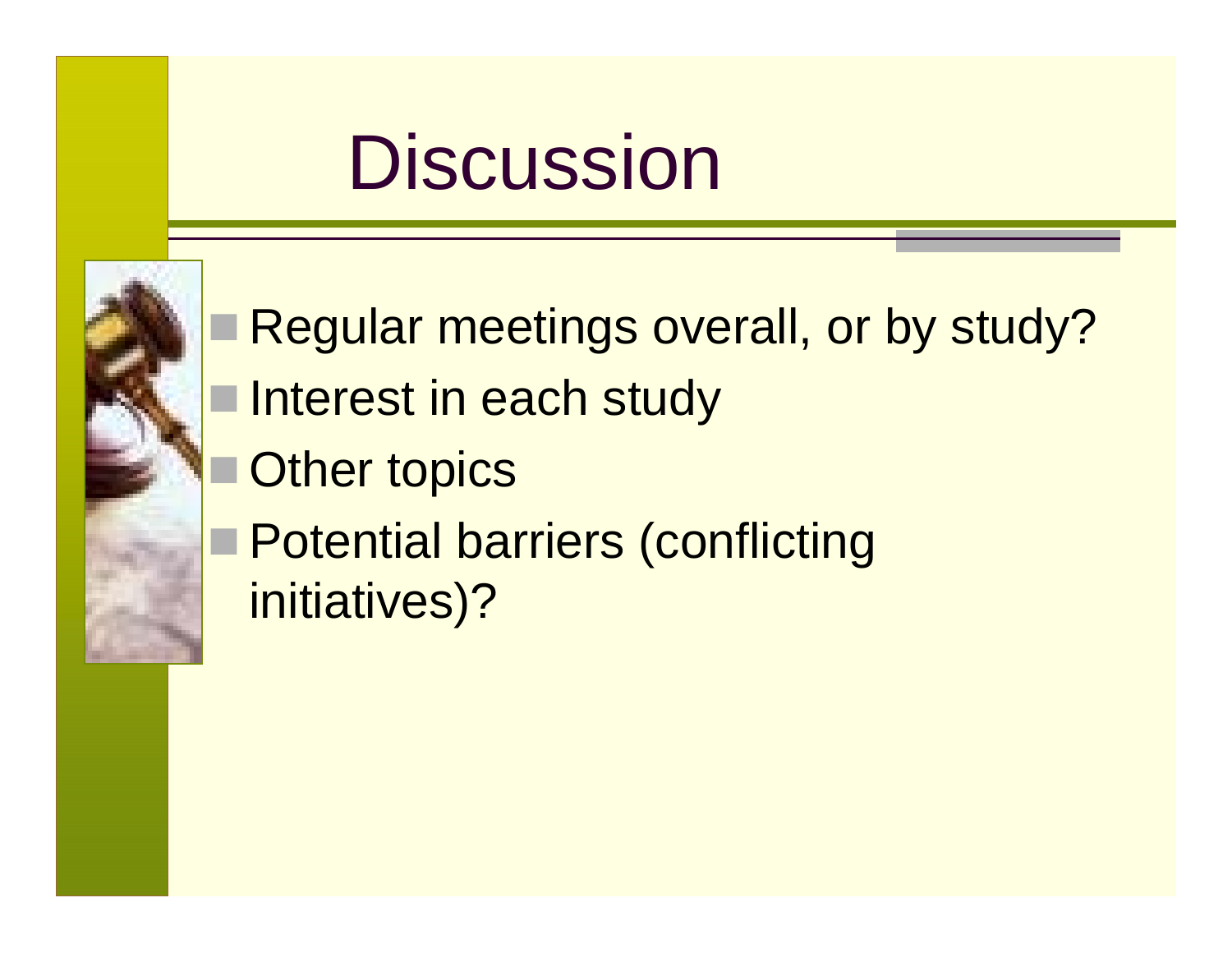# Discussion

- Regular meetings overall, or by study?
- Interest in each study
- Other topics
- Potential barriers (conflicting initiatives)?